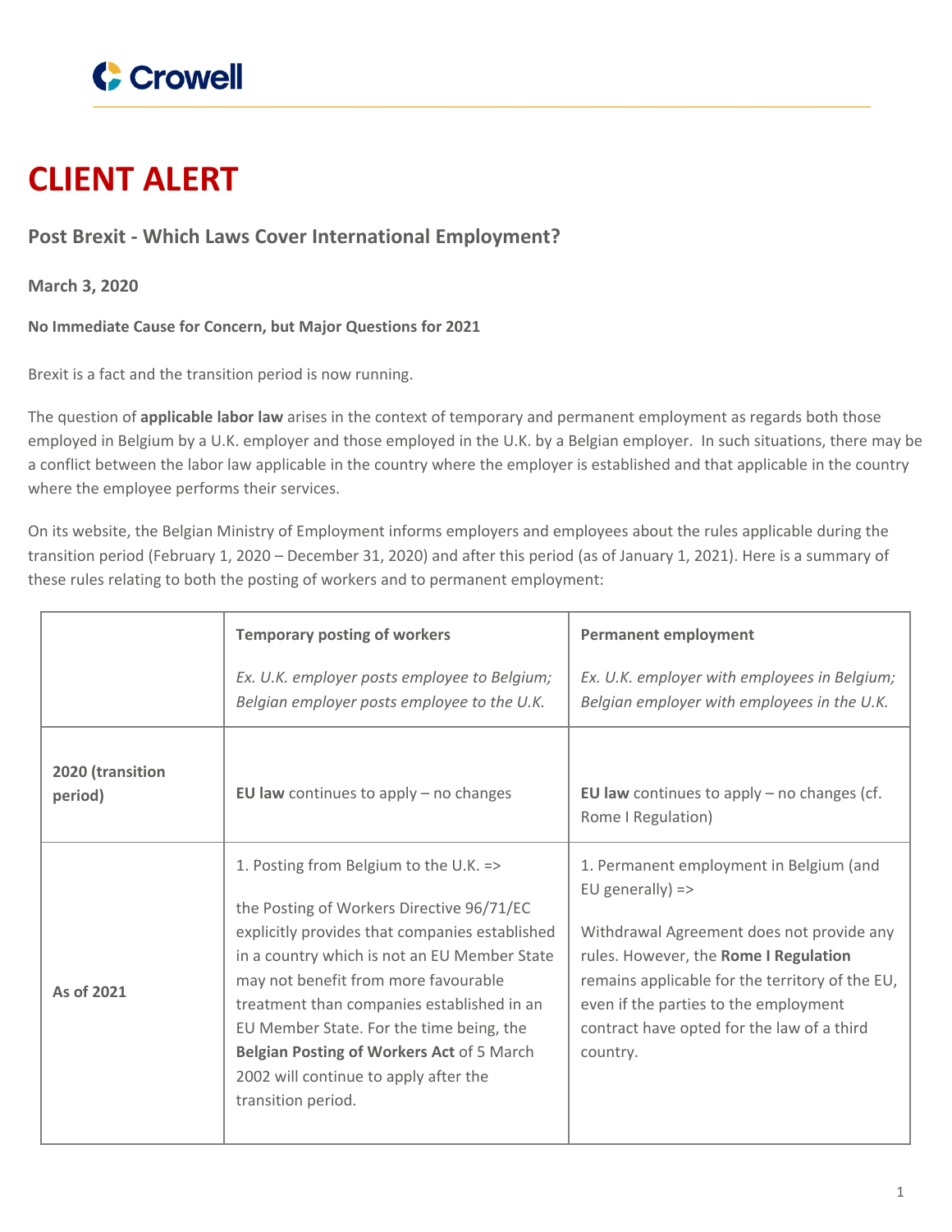Crowell

# CLIENT ALERT

## Post Brexit - Which Laws Cover International Employment?

**March 3, 2020**

**No Immediate Cause for Concern, but Major Questions for 2021**

Brexit is a fact and the transition period is now running.

The question of **applicable labor law** arises in the context of temporary and permanent employment as regards both those employed in Belgium by a U.K. employer and those employed in the U.K. by a Belgian employer. In such situations, there may be a conflict between the labor law applicable in the country where the employer is established and that applicable in the country where the employee performs their services.

On its website, the Belgian Ministry of Employment informs employers and employees about the rules applicable during the transition period (February 1, 2020 – December 31, 2020) and after this period (as of January 1, 2021). Here is a summary of these rules relating to both the posting of workers and to permanent employment:

| | **Temporary posting of workers**<br><br>*Ex. U.K. employer posts employee to Belgium; Belgian employer posts employee to the U.K.* | **Permanent employment**<br><br>*Ex. U.K. employer with employees in Belgium; Belgian employer with employees in the U.K.* |
|---|---|---|
| **2020 (transition period)** | **EU law** continues to apply – no changes | **EU law** continues to apply – no changes (cf. Rome I Regulation) |
| **As of 2021** | 1. Posting from Belgium to the U.K. =><br><br>the Posting of Workers Directive 96/71/EC explicitly provides that companies established in a country which is not an EU Member State may not benefit from more favourable treatment than companies established in an EU Member State. For the time being, the **Belgian Posting of Workers Act** of 5 March 2002 will continue to apply after the transition period. | 1. Permanent employment in Belgium (and EU generally) =><br><br>Withdrawal Agreement does not provide any rules. However, the **Rome I Regulation** remains applicable for the territory of the EU, even if the parties to the employment contract have opted for the law of a third country. |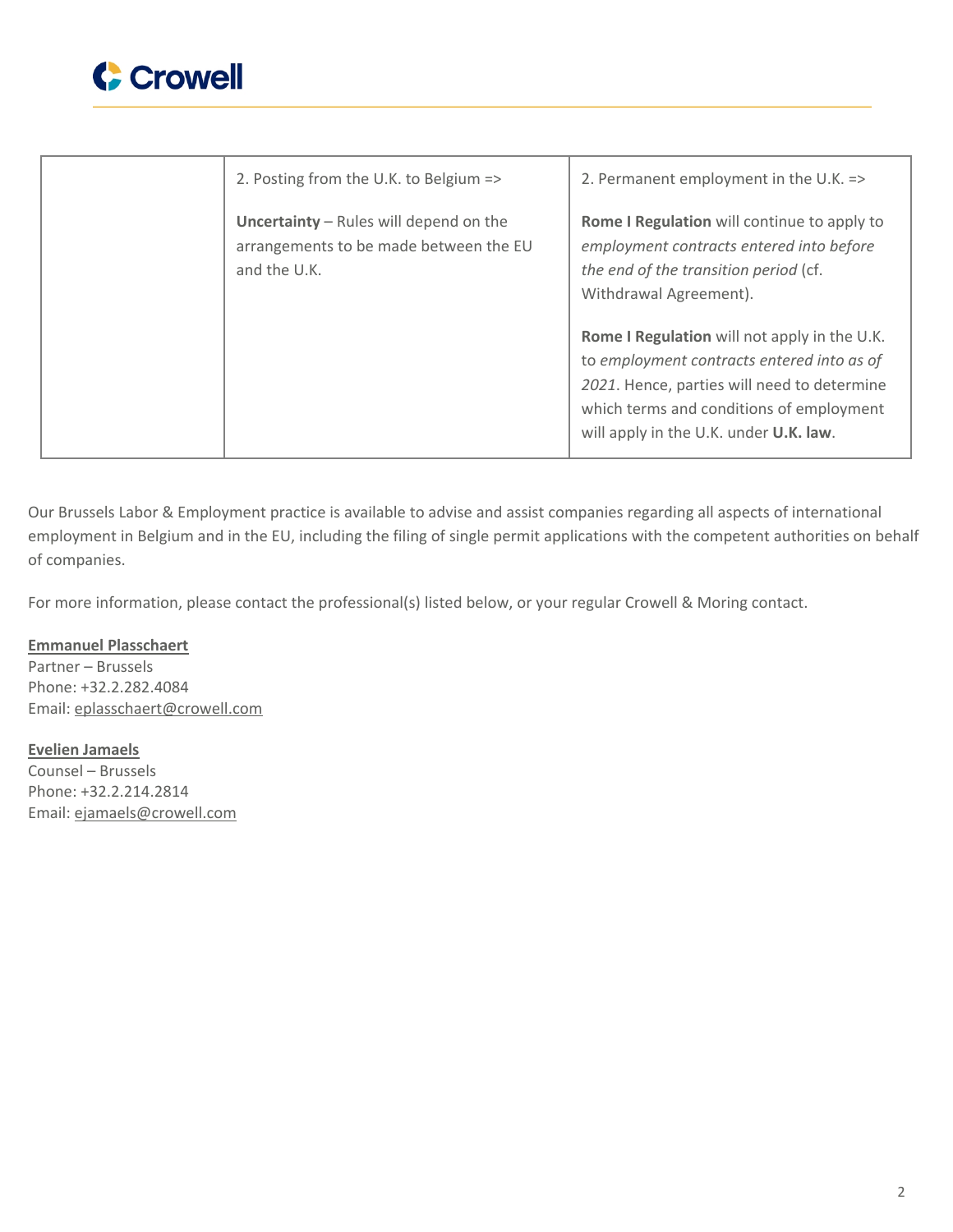| | | |
|---|---|---|
| | 2. Posting from the U.K. to Belgium =><br><br>**Uncertainty** – Rules will depend on the arrangements to be made between the EU and the U.K. | 2. Permanent employment in the U.K. =><br><br>**Rome I Regulation** will continue to apply to *employment contracts entered into before the end of the transition period* (cf. Withdrawal Agreement).<br><br>**Rome I Regulation** will not apply in the U.K. to *employment contracts entered into as of 2021*. Hence, parties will need to determine which terms and conditions of employment will apply in the U.K. under **U.K. law**. |

Our Brussels Labor & Employment practice is available to advise and assist companies regarding all aspects of international employment in Belgium and in the EU, including the filing of single permit applications with the competent authorities on behalf of companies.

For more information, please contact the professional(s) listed below, or your regular Crowell & Moring contact.

**Emmanuel Plasschaert**
Partner – Brussels
Phone: +32.2.282.4084
Email: eplasschaert@crowell.com

**Evelien Jamaels**
Counsel – Brussels
Phone: +32.2.214.2814
Email: ejamaels@crowell.com